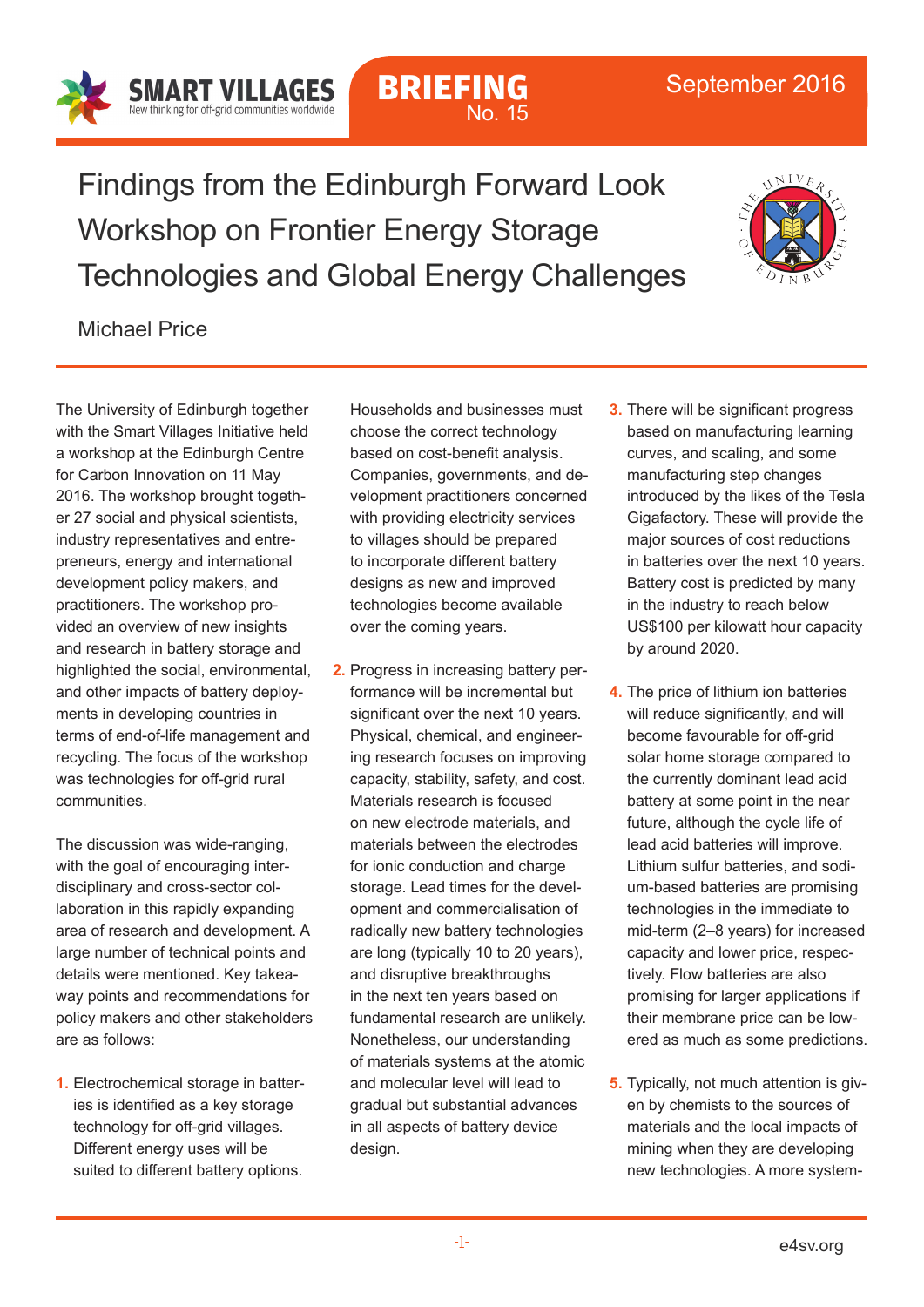SMART VILLAGES
New thinking for off-grid communities worldwide

**BRIEFING** No. 15

September 2016

# Findings from the Edinburgh Forward Look Workshop on Frontier Energy Storage Technologies and Global Energy Challenges

Michael Price

The University of Edinburgh together with the Smart Villages Initiative held a workshop at the Edinburgh Centre for Carbon Innovation on 11 May 2016. The workshop brought together 27 social and physical scientists, industry representatives and entrepreneurs, energy and international development policy makers, and practitioners. The workshop provided an overview of new insights and research in battery storage and highlighted the social, environmental, and other impacts of battery deployments in developing countries in terms of end-of-life management and recycling. The focus of the workshop was technologies for off-grid rural communities.

The discussion was wide-ranging, with the goal of encouraging interdisciplinary and cross-sector collaboration in this rapidly expanding area of research and development. A large number of technical points and details were mentioned. Key takeaway points and recommendations for policy makers and other stakeholders are as follows:

1. Electrochemical storage in batteries is identified as a key storage technology for off-grid villages. Different energy uses will be suited to different battery options. Households and businesses must choose the correct technology based on cost-benefit analysis. Companies, governments, and development practitioners concerned with providing electricity services to villages should be prepared to incorporate different battery designs as new and improved technologies become available over the coming years.

2. Progress in increasing battery performance will be incremental but significant over the next 10 years. Physical, chemical, and engineering research focuses on improving capacity, stability, safety, and cost. Materials research is focused on new electrode materials, and materials between the electrodes for ionic conduction and charge storage. Lead times for the development and commercialisation of radically new battery technologies are long (typically 10 to 20 years), and disruptive breakthroughs in the next ten years based on fundamental research are unlikely. Nonetheless, our understanding of materials systems at the atomic and molecular level will lead to gradual but substantial advances in all aspects of battery device design.

3. There will be significant progress based on manufacturing learning curves, and scaling, and some manufacturing step changes introduced by the likes of the Tesla Gigafactory. These will provide the major sources of cost reductions in batteries over the next 10 years. Battery cost is predicted by many in the industry to reach below US$100 per kilowatt hour capacity by around 2020.

4. The price of lithium ion batteries will reduce significantly, and will become favourable for off-grid solar home storage compared to the currently dominant lead acid battery at some point in the near future, although the cycle life of lead acid batteries will improve. Lithium sulfur batteries, and sodium-based batteries are promising technologies in the immediate to mid-term (2–8 years) for increased capacity and lower price, respectively. Flow batteries are also promising for larger applications if their membrane price can be lowered as much as some predictions.

5. Typically, not much attention is given by chemists to the sources of materials and the local impacts of mining when they are developing new technologies. A more system-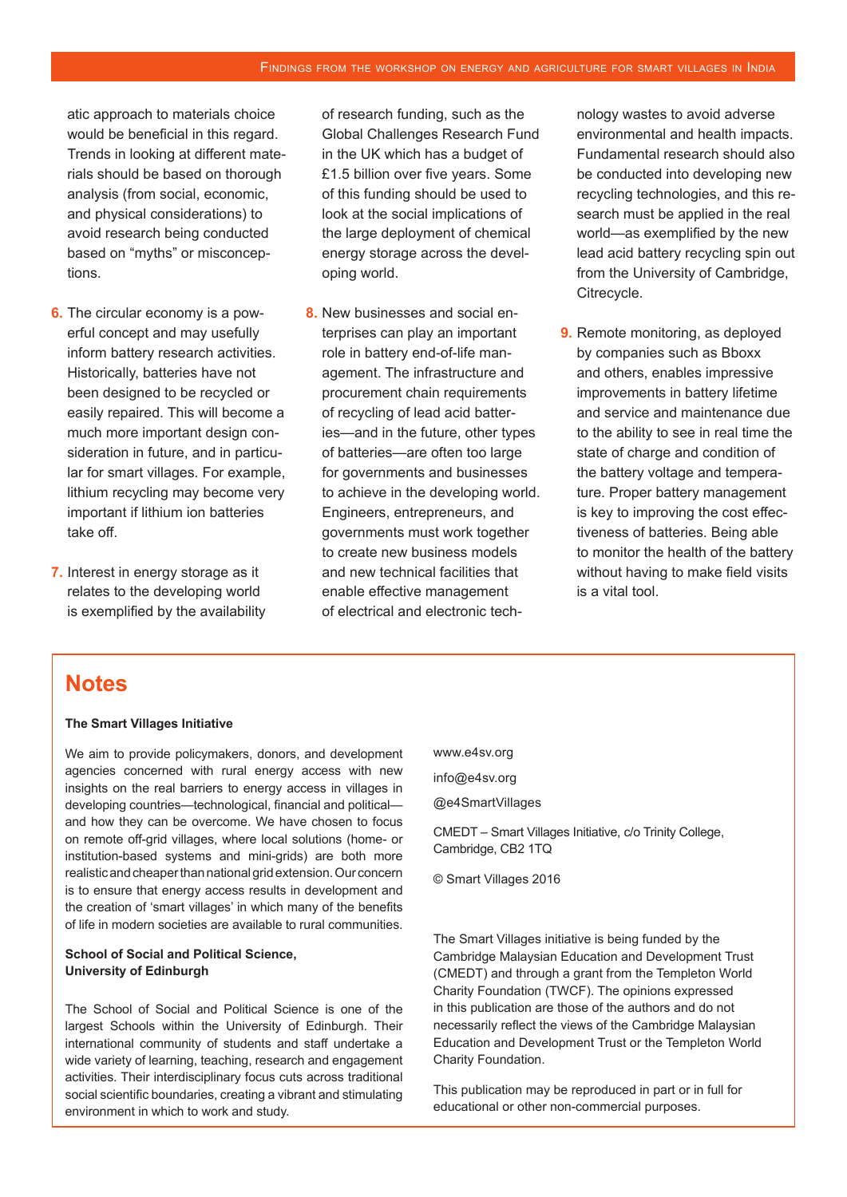atic approach to materials choice would be beneficial in this regard. Trends in looking at different materials should be based on thorough analysis (from social, economic, and physical considerations) to avoid research being conducted based on "myths" or misconceptions.

6. The circular economy is a powerful concept and may usefully inform battery research activities. Historically, batteries have not been designed to be recycled or easily repaired. This will become a much more important design consideration in future, and in particular for smart villages. For example, lithium recycling may become very important if lithium ion batteries take off.

7. Interest in energy storage as it relates to the developing world is exemplified by the availability of research funding, such as the Global Challenges Research Fund in the UK which has a budget of £1.5 billion over five years. Some of this funding should be used to look at the social implications of the large deployment of chemical energy storage across the developing world.

8. New businesses and social enterprises can play an important role in battery end-of-life management. The infrastructure and procurement chain requirements of recycling of lead acid batteries—and in the future, other types of batteries—are often too large for governments and businesses to achieve in the developing world. Engineers, entrepreneurs, and governments must work together to create new business models and new technical facilities that enable effective management of electrical and electronic technology wastes to avoid adverse environmental and health impacts. Fundamental research should also be conducted into developing new recycling technologies, and this research must be applied in the real world—as exemplified by the new lead acid battery recycling spin out from the University of Cambridge, Citrecycle.

9. Remote monitoring, as deployed by companies such as Bboxx and others, enables impressive improvements in battery lifetime and service and maintenance due to the ability to see in real time the state of charge and condition of the battery voltage and temperature. Proper battery management is key to improving the cost effectiveness of batteries. Being able to monitor the health of the battery without having to make field visits is a vital tool.

## Notes

**The Smart Villages Initiative**

We aim to provide policymakers, donors, and development agencies concerned with rural energy access with new insights on the real barriers to energy access in villages in developing countries—technological, financial and political—and how they can be overcome. We have chosen to focus on remote off-grid villages, where local solutions (home- or institution-based systems and mini-grids) are both more realistic and cheaper than national grid extension. Our concern is to ensure that energy access results in development and the creation of 'smart villages' in which many of the benefits of life in modern societies are available to rural communities.

**School of Social and Political Science, University of Edinburgh**

The School of Social and Political Science is one of the largest Schools within the University of Edinburgh. Their international community of students and staff undertake a wide variety of learning, teaching, research and engagement activities. Their interdisciplinary focus cuts across traditional social scientific boundaries, creating a vibrant and stimulating environment in which to work and study.

www.e4sv.org

info@e4sv.org

@e4SmartVillages

CMEDT – Smart Villages Initiative, c/o Trinity College, Cambridge, CB2 1TQ

© Smart Villages 2016

The Smart Villages initiative is being funded by the Cambridge Malaysian Education and Development Trust (CMEDT) and through a grant from the Templeton World Charity Foundation (TWCF). The opinions expressed in this publication are those of the authors and do not necessarily reflect the views of the Cambridge Malaysian Education and Development Trust or the Templeton World Charity Foundation.

This publication may be reproduced in part or in full for educational or other non-commercial purposes.